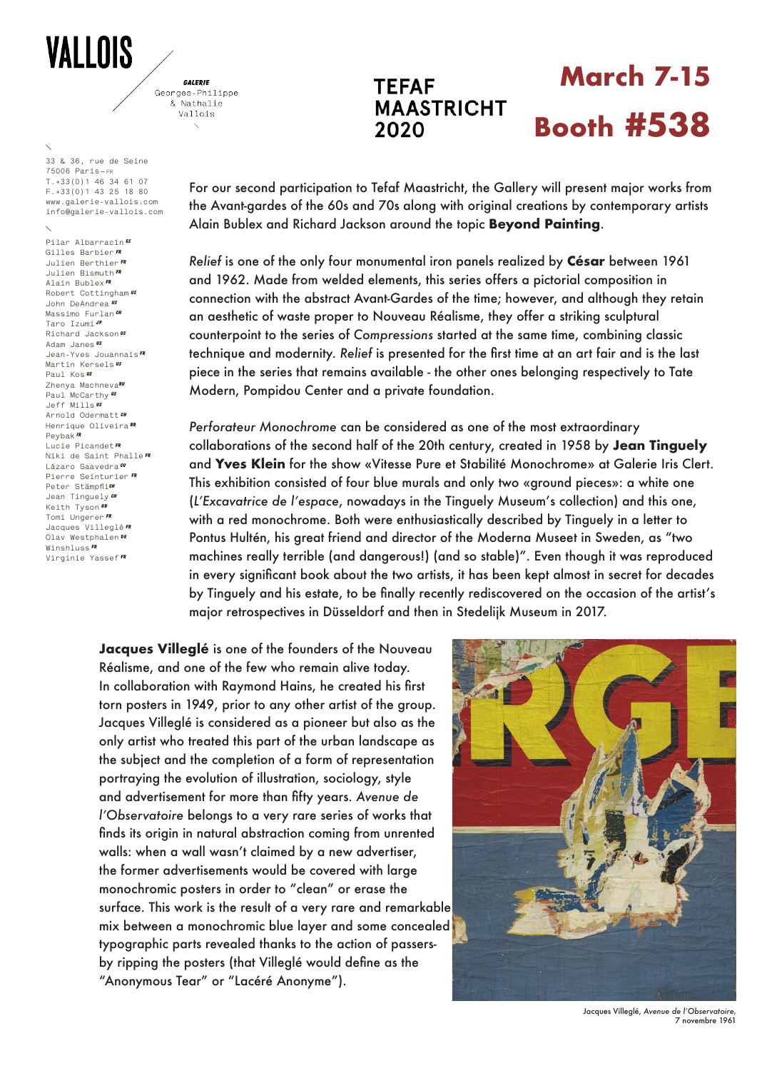# VALLOIS

GALERIE
Georges-Philippe
& Nathalie
Vallois

33 & 36, rue de Seine
75006 Paris—FR
T.+33(0)1 46 34 61 07
F.+33(0)1 43 25 18 80
www.galerie-vallois.com
info@galerie-vallois.com

Pilar Albarracín ES
Gilles Barbier FR
Julien Berthier FR
Julien Bismuth FR
Alain Bublex FR
Robert Cottingham US
John DeAndrea US
Massimo Furlan CH
Taro Izumi JP
Richard Jackson US
Adam Janes US
Jean-Yves Jouannais FR
Martin Kersels US
Paul Kos US
Zhenya Machneva RU
Paul McCarthy US
Jeff Mills US
Arnold Odermatt CH
Henrique Oliveira BR
Peybak FR
Lucie Picandet FR
Niki de Saint Phalle FR
Lázaro Saavedra CU
Pierre Seinturier FR
Peter Stämpfli CH
Jean Tinguely CH
Keith Tyson GB
Tomi Ungerer FR
Jacques Villeglé FR
Olav Westphalen DE
Winshluss FR
Virginie Yassef FR

TEFAF MAASTRICHT 2020

# March 7-15

# Booth #538

For our second participation to Tefaf Maastricht, the Gallery will present major works from the Avant-gardes of the 60s and 70s along with original creations by contemporary artists Alain Bublex and Richard Jackson around the topic **Beyond Painting**.

*Relief* is one of the only four monumental iron panels realized by **César** between 1961 and 1962. Made from welded elements, this series offers a pictorial composition in connection with the abstract Avant-Gardes of the time; however, and although they retain an aesthetic of waste proper to Nouveau Réalisme, they offer a striking sculptural counterpoint to the series of C*ompressions* started at the same time, combining classic technique and modernity. *Relief* is presented for the first time at an art fair and is the last piece in the series that remains available - the other ones belonging respectively to Tate Modern, Pompidou Center and a private foundation.

*Perforateur Monochrome* can be considered as one of the most extraordinary collaborations of the second half of the 20th century, created in 1958 by **Jean Tinguely** and **Yves Klein** for the show «Vitesse Pure et Stabilité Monochrome» at Galerie Iris Clert. This exhibition consisted of four blue murals and only two «ground pieces»: a white one (*L'Excavatrice de l'espace*, nowadays in the Tinguely Museum's collection) and this one, with a red monochrome. Both were enthusiastically described by Tinguely in a letter to Pontus Hultén, his great friend and director of the Moderna Museet in Sweden, as "two machines really terrible (and dangerous!) (and so stable)". Even though it was reproduced in every significant book about the two artists, it has been kept almost in secret for decades by Tinguely and his estate, to be finally recently rediscovered on the occasion of the artist's major retrospectives in Düsseldorf and then in Stedelijk Museum in 2017.

**Jacques Villeglé** is one of the founders of the Nouveau Réalisme, and one of the few who remain alive today. In collaboration with Raymond Hains, he created his first torn posters in 1949, prior to any other artist of the group. Jacques Villeglé is considered as a pioneer but also as the only artist who treated this part of the urban landscape as the subject and the completion of a form of representation portraying the evolution of illustration, sociology, style and advertisement for more than fifty years. *Avenue de l'Observatoire* belongs to a very rare series of works that finds its origin in natural abstraction coming from unrented walls: when a wall wasn't claimed by a new advertiser, the former advertisements would be covered with large monochromic posters in order to "clean" or erase the surface. This work is the result of a very rare and remarkable mix between a monochromic blue layer and some concealed typographic parts revealed thanks to the action of passers-by ripping the posters (that Villeglé would define as the "Anonymous Tear" or "Lacéré Anonyme").

Jacques Villeglé, *Avenue de l'Observatoire*, 7 novembre 1961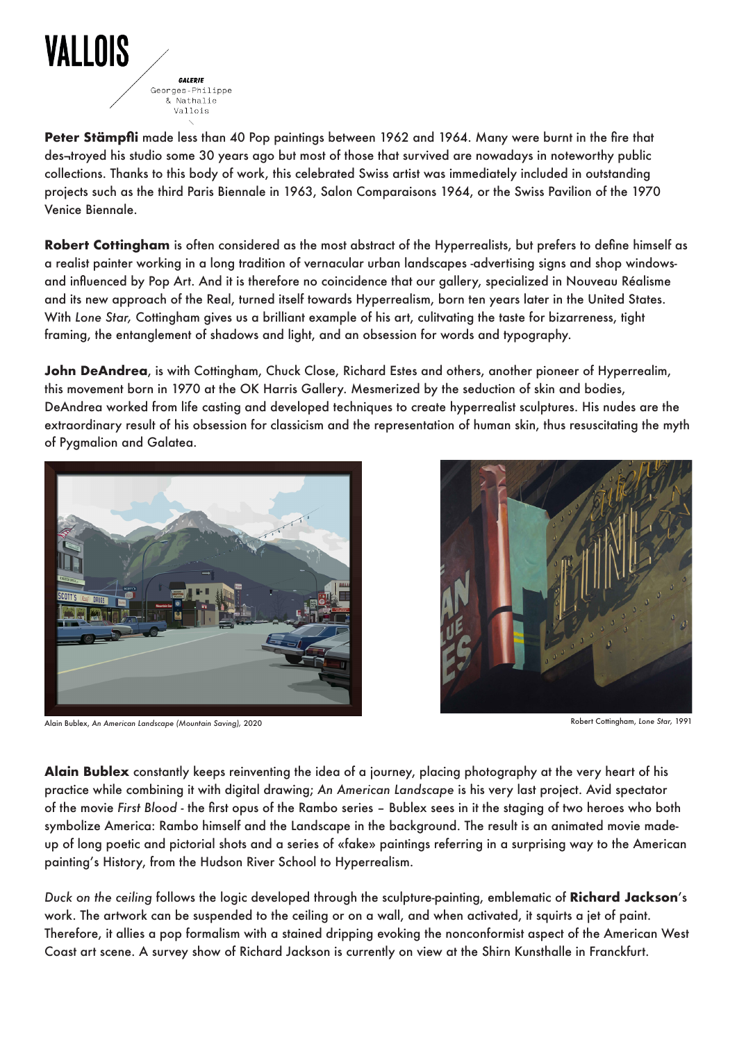**Peter Stämpfli** made less than 40 Pop paintings between 1962 and 1964. Many were burnt in the fire that des¬troyed his studio some 30 years ago but most of those that survived are nowadays in noteworthy public collections. Thanks to this body of work, this celebrated Swiss artist was immediately included in outstanding projects such as the third Paris Biennale in 1963, Salon Comparaisons 1964, or the Swiss Pavilion of the 1970 Venice Biennale.

**Robert Cottingham** is often considered as the most abstract of the Hyperrealists, but prefers to define himself as a realist painter working in a long tradition of vernacular urban landscapes -advertising signs and shop windows- and influenced by Pop Art. And it is therefore no coincidence that our gallery, specialized in Nouveau Réalisme and its new approach of the Real, turned itself towards Hyperrealism, born ten years later in the United States. With *Lone Star,* Cottingham gives us a brilliant example of his art, culitvating the taste for bizarreness, tight framing, the entanglement of shadows and light, and an obsession for words and typography.

**John DeAndrea**, is with Cottingham, Chuck Close, Richard Estes and others, another pioneer of Hyperrealim, this movement born in 1970 at the OK Harris Gallery. Mesmerized by the seduction of skin and bodies, DeAndrea worked from life casting and developed techniques to create hyperrealist sculptures. His nudes are the extraordinary result of his obsession for classicism and the representation of human skin, thus resuscitating the myth of Pygmalion and Galatea.

Alain Bublex, *An American Landscape (Mountain Saving)*, 2020

Robert Cottingham, *Lone Star,* 1991

**Alain Bublex** constantly keeps reinventing the idea of a journey, placing photography at the very heart of his practice while combining it with digital drawing; *An American Landscape* is his very last project. Avid spectator of the movie *First Blood* - the first opus of the Rambo series – Bublex sees in it the staging of two heroes who both symbolize America: Rambo himself and the Landscape in the background. The result is an animated movie made-up of long poetic and pictorial shots and a series of «fake» paintings referring in a surprising way to the American painting's History, from the Hudson River School to Hyperrealism.

*Duck on the ceiling* follows the logic developed through the sculpture-painting, emblematic of **Richard Jackson**'s work. The artwork can be suspended to the ceiling or on a wall, and when activated, it squirts a jet of paint. Therefore, it allies a pop formalism with a stained dripping evoking the nonconformist aspect of the American West Coast art scene. A survey show of Richard Jackson is currently on view at the Shirn Kunsthalle in Franckfurt.